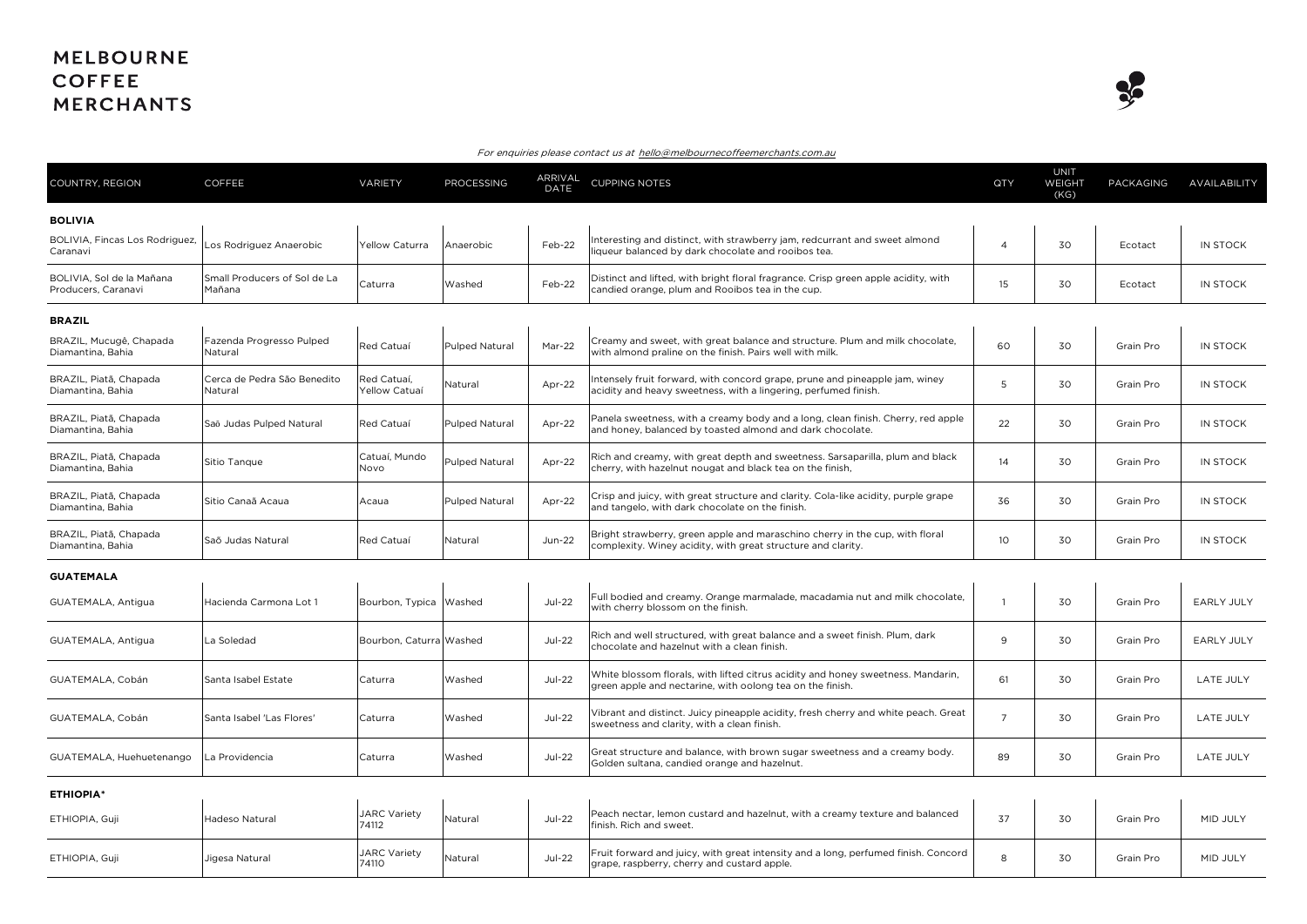# MELBOURNE COFFEE MERCHANTS

*For enquiries please contact us at hello@melbournecoffeemerchants.com.au*

| COUNTRY, REGION | COFFEE | VARIETY | PROCESSING | ARRIVAL DATE | CUPPING NOTES | QTY | UNIT WEIGHT (KG) | PACKAGING | AVAILABILITY |
|---|---|---|---|---|---|---|---|---|---|
| **BOLIVIA** | | | | | | | | | |
| BOLIVIA, Fincas Los Rodriguez, Caranavi | Los Rodriguez Anaerobic | Yellow Caturra | Anaerobic | Feb-22 | Interesting and distinct, with strawberry jam, redcurrant and sweet almond liqueur balanced by dark chocolate and rooibos tea. | 4 | 30 | Ecotact | IN STOCK |
| BOLIVIA, Sol de la Mañana Producers, Caranavi | Small Producers of Sol de La Mañana | Caturra | Washed | Feb-22 | Distinct and lifted, with bright floral fragrance. Crisp green apple acidity, with candied orange, plum and Rooibos tea in the cup. | 15 | 30 | Ecotact | IN STOCK |
| **BRAZIL** | | | | | | | | | |
| BRAZIL, Mucugê, Chapada Diamantina, Bahia | Fazenda Progresso Pulped Natural | Red Catuaí | Pulped Natural | Mar-22 | Creamy and sweet, with great balance and structure. Plum and milk chocolate, with almond praline on the finish. Pairs well with milk. | 60 | 30 | Grain Pro | IN STOCK |
| BRAZIL, Piatã, Chapada Diamantina, Bahia | Cerca de Pedra São Benedito Natural | Red Catuaí, Yellow Catuaí | Natural | Apr-22 | Intensely fruit forward, with concord grape, prune and pineapple jam, winey acidity and heavy sweetness, with a lingering, perfumed finish. | 5 | 30 | Grain Pro | IN STOCK |
| BRAZIL, Piatã, Chapada Diamantina, Bahia | Saō Judas Pulped Natural | Red Catuaí | Pulped Natural | Apr-22 | Panela sweetness, with a creamy body and a long, clean finish. Cherry, red apple and honey, balanced by toasted almond and dark chocolate. | 22 | 30 | Grain Pro | IN STOCK |
| BRAZIL, Piatã, Chapada Diamantina, Bahia | Sitio Tanque | Catuaí, Mundo Novo | Pulped Natural | Apr-22 | Rich and creamy, with great depth and sweetness. Sarsaparilla, plum and black cherry, with hazelnut nougat and black tea on the finish, | 14 | 30 | Grain Pro | IN STOCK |
| BRAZIL, Piatã, Chapada Diamantina, Bahia | Sitio Canaã Acaua | Acaua | Pulped Natural | Apr-22 | Crisp and juicy, with great structure and clarity. Cola-like acidity, purple grape and tangelo, with dark chocolate on the finish. | 36 | 30 | Grain Pro | IN STOCK |
| BRAZIL, Piatã, Chapada Diamantina, Bahia | Saō Judas Natural | Red Catuaí | Natural | Jun-22 | Bright strawberry, green apple and maraschino cherry in the cup, with floral complexity. Winey acidity, with great structure and clarity. | 10 | 30 | Grain Pro | IN STOCK |
| **GUATEMALA** | | | | | | | | | |
| GUATEMALA, Antigua | Hacienda Carmona Lot 1 | Bourbon, Typica | Washed | Jul-22 | Full bodied and creamy. Orange marmalade, macadamia nut and milk chocolate, with cherry blossom on the finish. | 1 | 30 | Grain Pro | EARLY JULY |
| GUATEMALA, Antigua | La Soledad | Bourbon, Caturra | Washed | Jul-22 | Rich and well structured, with great balance and a sweet finish. Plum, dark chocolate and hazelnut with a clean finish. | 9 | 30 | Grain Pro | EARLY JULY |
| GUATEMALA, Cobán | Santa Isabel Estate | Caturra | Washed | Jul-22 | White blossom florals, with lifted citrus acidity and honey sweetness. Mandarin, green apple and nectarine, with oolong tea on the finish. | 61 | 30 | Grain Pro | LATE JULY |
| GUATEMALA, Cobán | Santa Isabel 'Las Flores' | Caturra | Washed | Jul-22 | Vibrant and distinct. Juicy pineapple acidity, fresh cherry and white peach. Great sweetness and clarity, with a clean finish. | 7 | 30 | Grain Pro | LATE JULY |
| GUATEMALA, Huehuetenango | La Providencia | Caturra | Washed | Jul-22 | Great structure and balance, with brown sugar sweetness and a creamy body. Golden sultana, candied orange and hazelnut. | 89 | 30 | Grain Pro | LATE JULY |
| **ETHIOPIA*** | | | | | | | | | |
| ETHIOPIA, Guji | Hadeso Natural | JARC Variety 74112 | Natural | Jul-22 | Peach nectar, lemon custard and hazelnut, with a creamy texture and balanced finish. Rich and sweet. | 37 | 30 | Grain Pro | MID JULY |
| ETHIOPIA, Guji | Jigesa Natural | JARC Variety 74110 | Natural | Jul-22 | Fruit forward and juicy, with great intensity and a long, perfumed finish. Concord grape, raspberry, cherry and custard apple. | 8 | 30 | Grain Pro | MID JULY |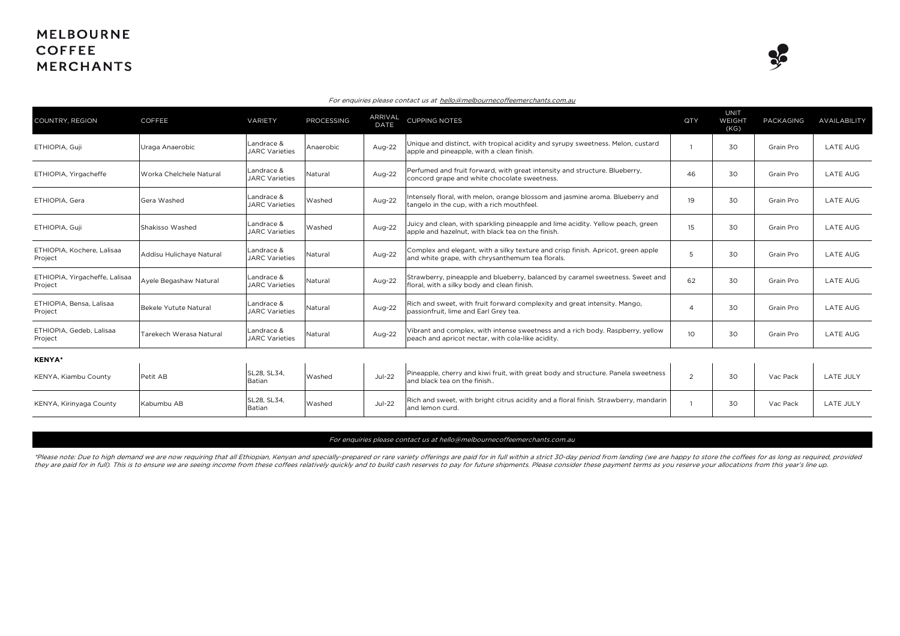# MELBOURNE COFFEE MERCHANTS

*For enquiries please contact us at hello@melbournecoffeemerchants.com.au*

| COUNTRY, REGION | COFFEE | VARIETY | PROCESSING | ARRIVAL DATE | CUPPING NOTES | QTY | UNIT WEIGHT (KG) | PACKAGING | AVAILABILITY |
|---|---|---|---|---|---|---|---|---|---|
| ETHIOPIA, Guji | Uraga Anaerobic | Landrace & JARC Varieties | Anaerobic | Aug-22 | Unique and distinct, with tropical acidity and syrupy sweetness. Melon, custard apple and pineapple, with a clean finish. | 1 | 30 | Grain Pro | LATE AUG |
| ETHIOPIA, Yirgacheffe | Worka Chelchele Natural | Landrace & JARC Varieties | Natural | Aug-22 | Perfumed and fruit forward, with great intensity and structure. Blueberry, concord grape and white chocolate sweetness. | 46 | 30 | Grain Pro | LATE AUG |
| ETHIOPIA, Gera | Gera Washed | Landrace & JARC Varieties | Washed | Aug-22 | Intensely floral, with melon, orange blossom and jasmine aroma. Blueberry and tangelo in the cup, with a rich mouthfeel. | 19 | 30 | Grain Pro | LATE AUG |
| ETHIOPIA, Guji | Shakisso Washed | Landrace & JARC Varieties | Washed | Aug-22 | Juicy and clean, with sparkling pineapple and lime acidity. Yellow peach, green apple and hazelnut, with black tea on the finish. | 15 | 30 | Grain Pro | LATE AUG |
| ETHIOPIA, Kochere, Lalisaa Project | Addisu Hulichaye Natural | Landrace & JARC Varieties | Natural | Aug-22 | Complex and elegant, with a silky texture and crisp finish. Apricot, green apple and white grape, with chrysanthemum tea florals. | 5 | 30 | Grain Pro | LATE AUG |
| ETHIOPIA, Yirgacheffe, Lalisaa Project | Ayele Begashaw Natural | Landrace & JARC Varieties | Natural | Aug-22 | Strawberry, pineapple and blueberry, balanced by caramel sweetness. Sweet and floral, with a silky body and clean finish. | 62 | 30 | Grain Pro | LATE AUG |
| ETHIOPIA, Bensa, Lalisaa Project | Bekele Yutute Natural | Landrace & JARC Varieties | Natural | Aug-22 | Rich and sweet, with fruit forward complexity and great intensity. Mango, passionfruit, lime and Earl Grey tea. | 4 | 30 | Grain Pro | LATE AUG |
| ETHIOPIA, Gedeb, Lalisaa Project | Tarekech Werasa Natural | Landrace & JARC Varieties | Natural | Aug-22 | Vibrant and complex, with intense sweetness and a rich body. Raspberry, yellow peach and apricot nectar, with cola-like acidity. | 10 | 30 | Grain Pro | LATE AUG |
| **KENYA*** | | | | | | | | | |
| KENYA, Kiambu County | Petit AB | SL28, SL34, Batian | Washed | Jul-22 | Pineapple, cherry and kiwi fruit, with great body and structure. Panela sweetness and black tea on the finish.. | 2 | 30 | Vac Pack | LATE JULY |
| KENYA, Kirinyaga County | Kabumbu AB | SL28, SL34, Batian | Washed | Jul-22 | Rich and sweet, with bright citrus acidity and a floral finish. Strawberry, mandarin and lemon curd. | 1 | 30 | Vac Pack | LATE JULY |

*For enquiries please contact us at hello@melbournecoffeemerchants.com.au*

*\*Please note: Due to high demand we are now requiring that all Ethiopian, Kenyan and specially-prepared or rare variety offerings are paid for in full within a strict 30-day period from landing (we are happy to store the coffees for as long as required, provided they are paid for in full). This is to ensure we are seeing income from these coffees relatively quickly and to build cash reserves to pay for future shipments. Please consider these payment terms as you reserve your allocations from this year's line up.*